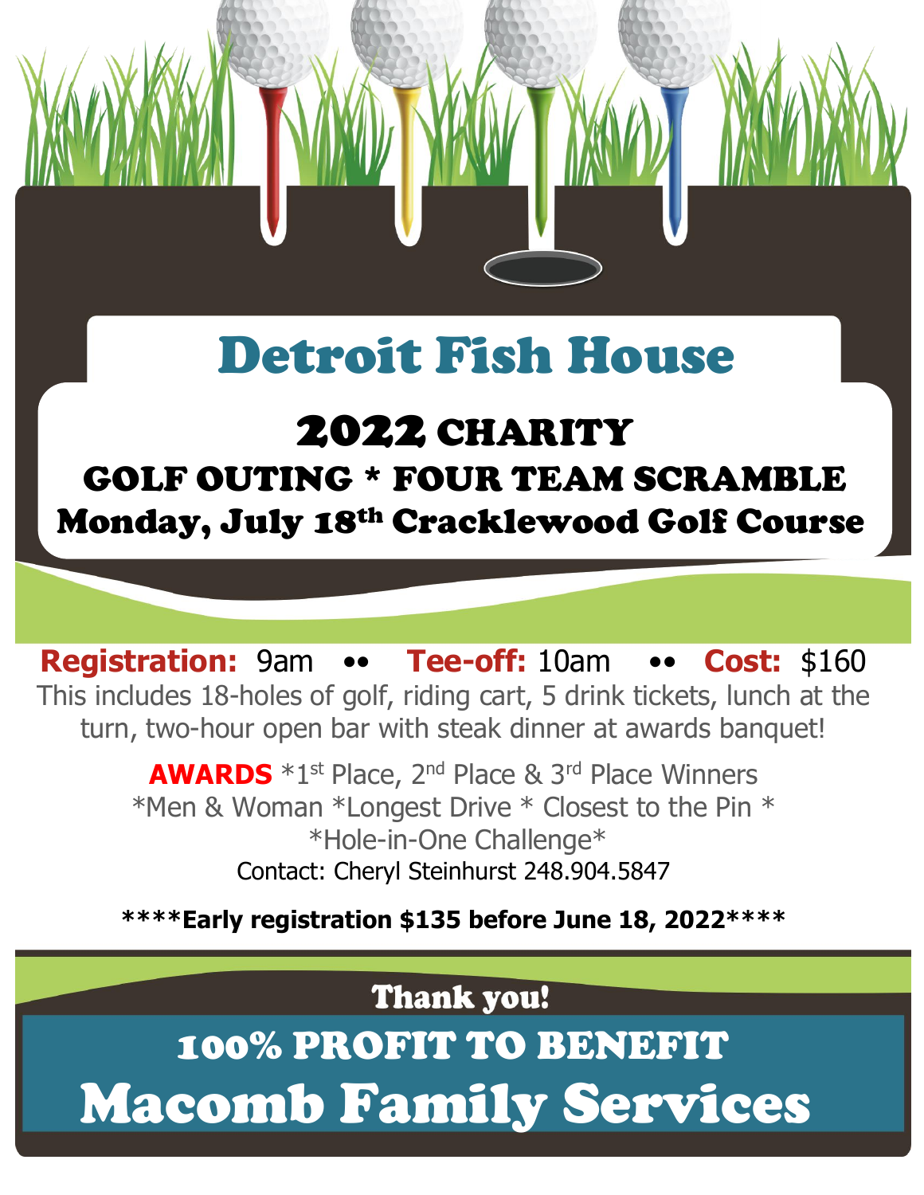# Detroit Fish House

## 2022 CHARITY

## GOLF OUTING * FOUR TEAM SCRAMBLE

## Monday, July 18th Cracklewood Golf Course

**Registration:** 9am •• **Tee-off:** 10am •• **Cost:** $160

This includes 18-holes of golf, riding cart, 5 drink tickets, lunch at the turn, two-hour open bar with steak dinner at awards banquet!

**AWARDS** *1st Place, 2nd Place & 3rd Place Winners
*Men & Woman *Longest Drive * Closest to the Pin *
*Hole-in-One Challenge*

Contact: Cheryl Steinhurst 248.904.5847

****Early registration $135 before June 18, 2022****

**Thank you!**

## 100% PROFIT TO BENEFIT

# Macomb Family Services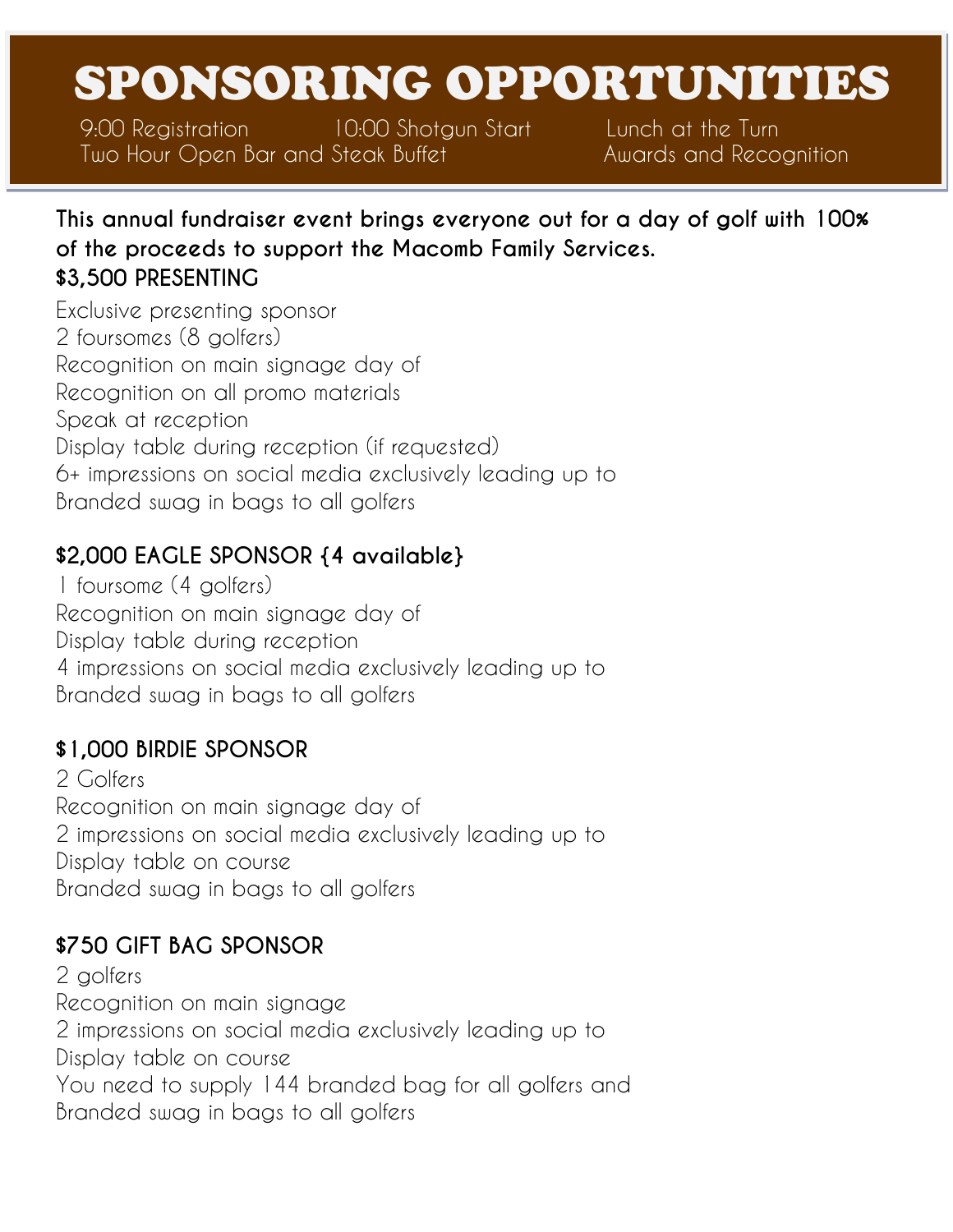# SPONSORING OPPORTUNITIES

9:00 Registration 10:00 Shotgun Start Lunch at the Turn
Two Hour Open Bar and Steak Buffet Awards and Recognition

**This annual fundraiser event brings everyone out for a day of golf with 100% of the proceeds to support the Macomb Family Services.**

**$3,500 PRESENTING**

Exclusive presenting sponsor
2 foursomes (8 golfers)
Recognition on main signage day of
Recognition on all promo materials
Speak at reception
Display table during reception (if requested)
6+ impressions on social media exclusively leading up to
Branded swag in bags to all golfers

**$2,000 EAGLE SPONSOR {4 available}**

1 foursome (4 golfers)
Recognition on main signage day of
Display table during reception
4 impressions on social media exclusively leading up to
Branded swag in bags to all golfers

**$1,000 BIRDIE SPONSOR**

2 Golfers
Recognition on main signage day of
2 impressions on social media exclusively leading up to
Display table on course
Branded swag in bags to all golfers

**$750 GIFT BAG SPONSOR**

2 golfers
Recognition on main signage
2 impressions on social media exclusively leading up to
Display table on course
You need to supply 144 branded bag for all golfers and
Branded swag in bags to all golfers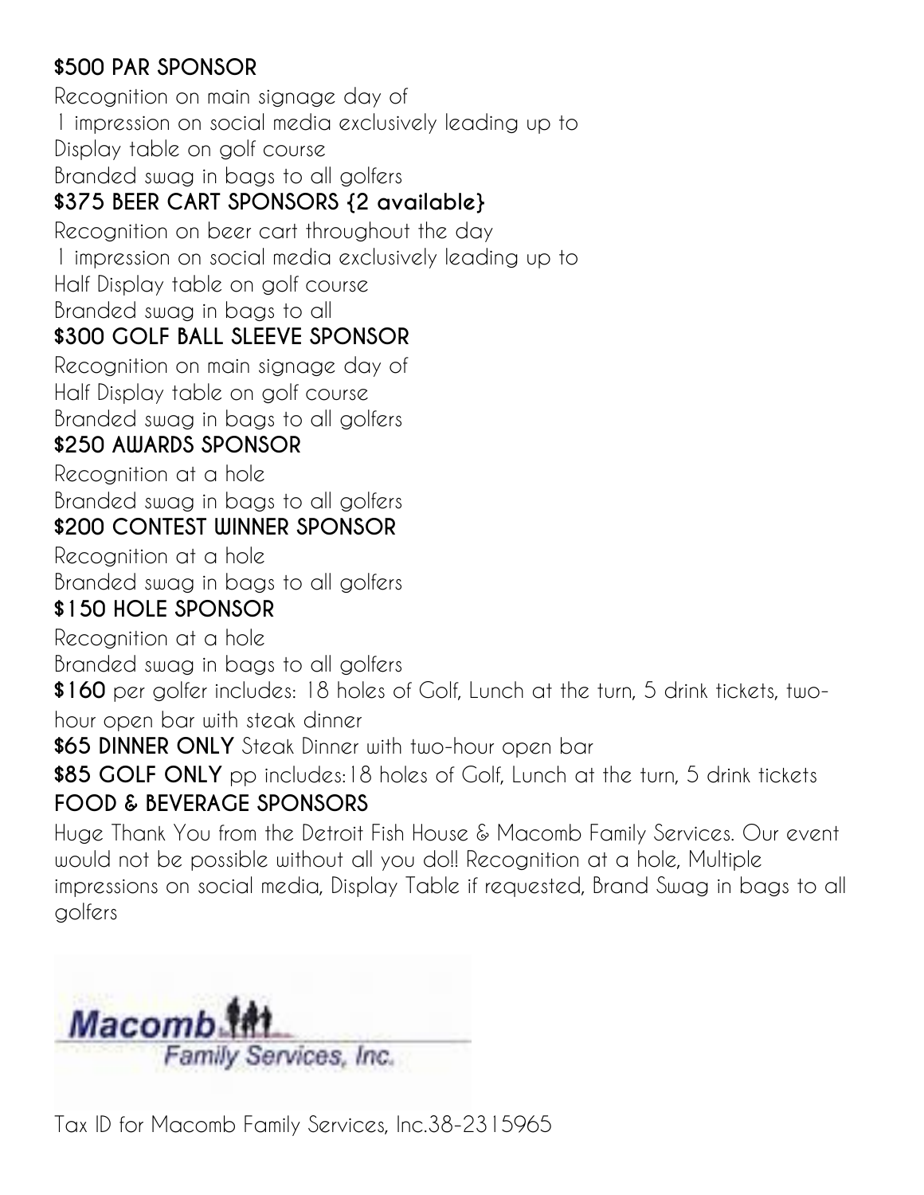**$500 PAR SPONSOR**

Recognition on main signage day of
1 impression on social media exclusively leading up to
Display table on golf course
Branded swag in bags to all golfers

**$375 BEER CART SPONSORS {2 available}**

Recognition on beer cart throughout the day
1 impression on social media exclusively leading up to
Half Display table on golf course
Branded swag in bags to all

**$300 GOLF BALL SLEEVE SPONSOR**

Recognition on main signage day of
Half Display table on golf course
Branded swag in bags to all golfers

**$250 AWARDS SPONSOR**

Recognition at a hole
Branded swag in bags to all golfers

**$200 CONTEST WINNER SPONSOR**

Recognition at a hole
Branded swag in bags to all golfers

**$150 HOLE SPONSOR**

Recognition at a hole
Branded swag in bags to all golfers

**$160** per golfer includes: 18 holes of Golf, Lunch at the turn, 5 drink tickets, two-hour open bar with steak dinner

**$65 DINNER ONLY** Steak Dinner with two-hour open bar

**$85 GOLF ONLY** pp includes:18 holes of Golf, Lunch at the turn, 5 drink tickets

**FOOD & BEVERAGE SPONSORS**

Huge Thank You from the Detroit Fish House & Macomb Family Services. Our event would not be possible without all you do!! Recognition at a hole, Multiple impressions on social media, Display Table if requested, Brand Swag in bags to all golfers

Macomb Family Services, Inc.

Tax ID for Macomb Family Services, Inc.38-2315965